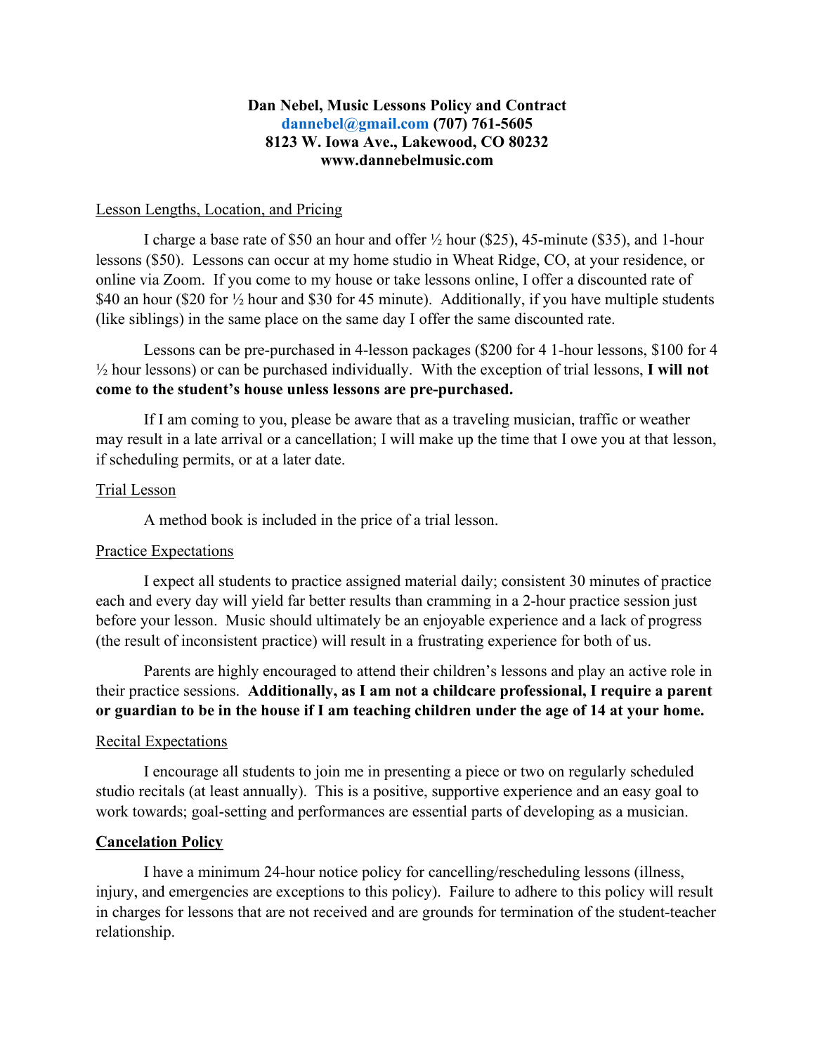**Dan Nebel, Music Lessons Policy and Contract**
**dannebel@gmail.com (707) 761-5605**
**8123 W. Iowa Ave., Lakewood, CO 80232**
**www.dannebelmusic.com**

Lesson Lengths, Location, and Pricing

I charge a base rate of $50 an hour and offer ½ hour ($25), 45-minute ($35), and 1-hour lessons ($50). Lessons can occur at my home studio in Wheat Ridge, CO, at your residence, or online via Zoom. If you come to my house or take lessons online, I offer a discounted rate of $40 an hour ($20 for ½ hour and $30 for 45 minute). Additionally, if you have multiple students (like siblings) in the same place on the same day I offer the same discounted rate.

Lessons can be pre-purchased in 4-lesson packages ($200 for 4 1-hour lessons, $100 for 4 ½ hour lessons) or can be purchased individually. With the exception of trial lessons, **I will not come to the student's house unless lessons are pre-purchased.**

If I am coming to you, please be aware that as a traveling musician, traffic or weather may result in a late arrival or a cancellation; I will make up the time that I owe you at that lesson, if scheduling permits, or at a later date.

Trial Lesson

A method book is included in the price of a trial lesson.

Practice Expectations

I expect all students to practice assigned material daily; consistent 30 minutes of practice each and every day will yield far better results than cramming in a 2-hour practice session just before your lesson. Music should ultimately be an enjoyable experience and a lack of progress (the result of inconsistent practice) will result in a frustrating experience for both of us.

Parents are highly encouraged to attend their children's lessons and play an active role in their practice sessions. **Additionally, as I am not a childcare professional, I require a parent or guardian to be in the house if I am teaching children under the age of 14 at your home.**

Recital Expectations

I encourage all students to join me in presenting a piece or two on regularly scheduled studio recitals (at least annually). This is a positive, supportive experience and an easy goal to work towards; goal-setting and performances are essential parts of developing as a musician.

**Cancelation Policy**

I have a minimum 24-hour notice policy for cancelling/rescheduling lessons (illness, injury, and emergencies are exceptions to this policy). Failure to adhere to this policy will result in charges for lessons that are not received and are grounds for termination of the student-teacher relationship.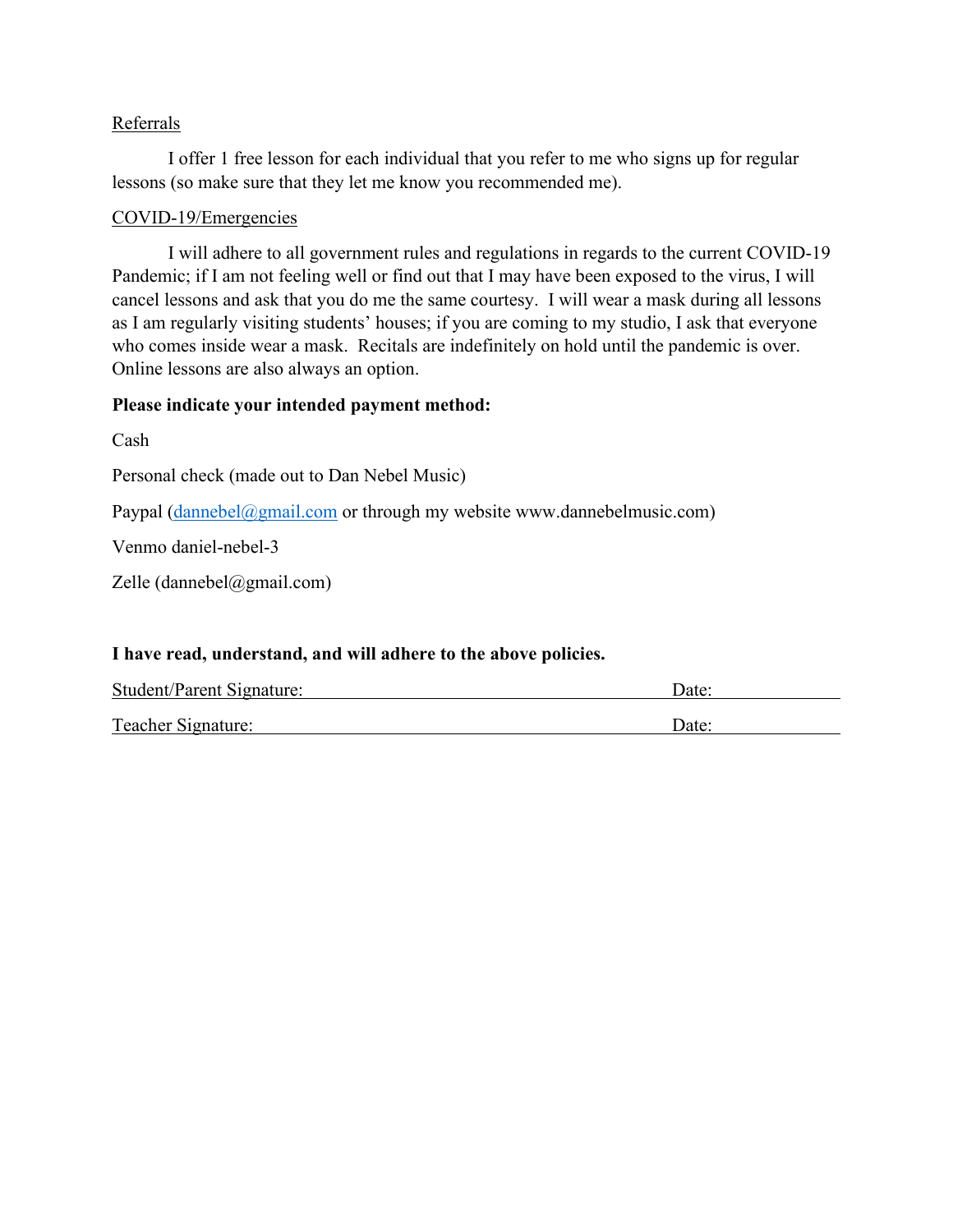Referrals

I offer 1 free lesson for each individual that you refer to me who signs up for regular lessons (so make sure that they let me know you recommended me).

COVID-19/Emergencies

I will adhere to all government rules and regulations in regards to the current COVID-19 Pandemic; if I am not feeling well or find out that I may have been exposed to the virus, I will cancel lessons and ask that you do me the same courtesy. I will wear a mask during all lessons as I am regularly visiting students' houses; if you are coming to my studio, I ask that everyone who comes inside wear a mask. Recitals are indefinitely on hold until the pandemic is over. Online lessons are also always an option.

**Please indicate your intended payment method:**

Cash

Personal check (made out to Dan Nebel Music)

Paypal (dannebel@gmail.com or through my website www.dannebelmusic.com)

Venmo daniel-nebel-3

Zelle (dannebel@gmail.com)

**I have read, understand, and will adhere to the above policies.**

Student/Parent Signature: ______________________________ Date: __________

Teacher Signature: ______________________________ Date: __________